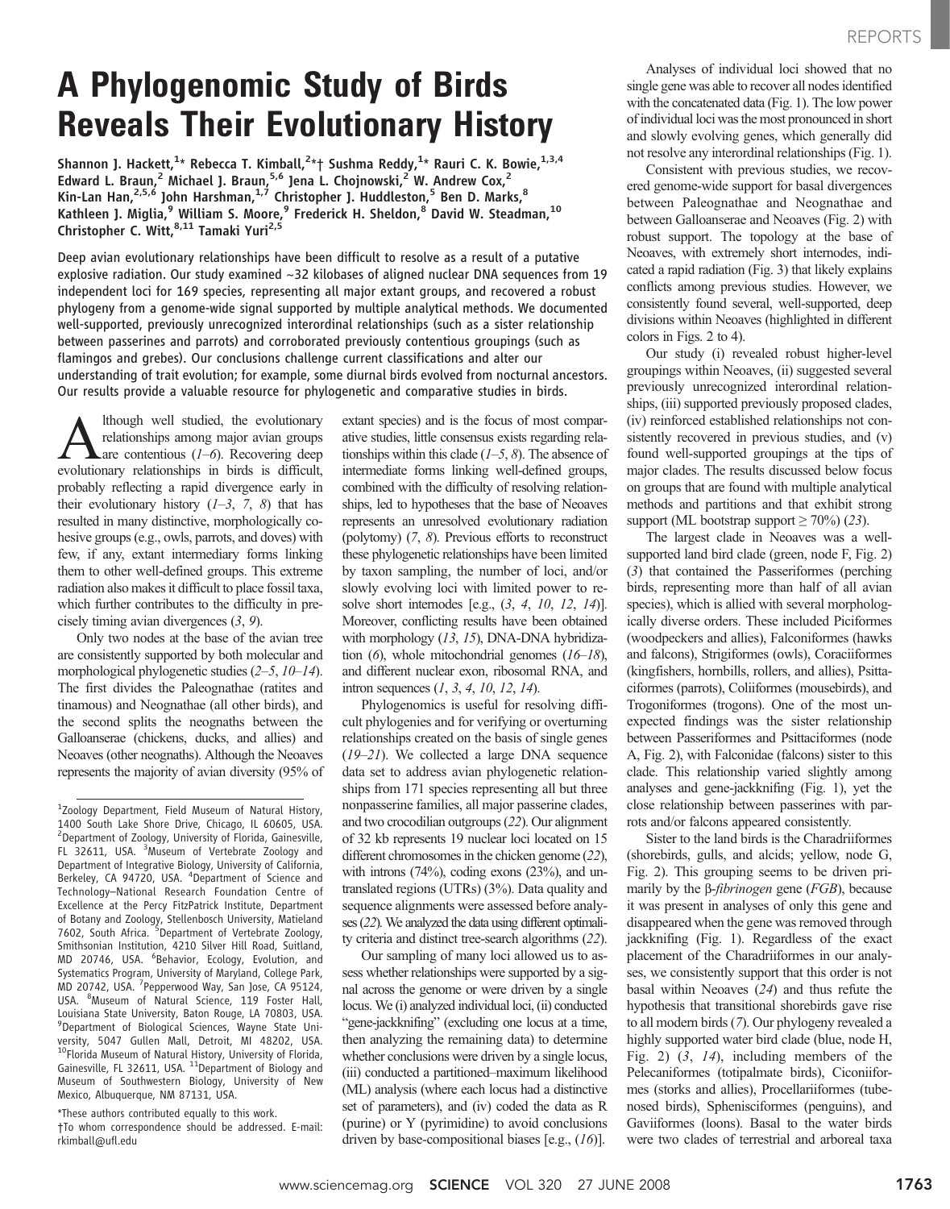# A Phylogenomic Study of Birds Reveals Their Evolutionary History

Shannon J. Hackett,[1]* Rebecca T. Kimball,[2]*† Sushma Reddy,[1]* Rauri C. K. Bowie,[1,3,4] Edward L. Braun,[2] Michael J. Braun,[5,6] Jena L. Chojnowski,[2] W. Andrew Cox,[2] Kin-Lan Han,[2,5,6] John Harshman,[1,7] Christopher J. Huddleston,[5] Ben D. Marks,[8] Kathleen J. Miglia,[9] William S. Moore,[9] Frederick H. Sheldon,[8] David W. Steadman,[10] Christopher C. Witt,[8,11] Tamaki Yuri[2,5]

**Deep avian evolutionary relationships have been difficult to resolve as a result of a putative explosive radiation. Our study examined ~32 kilobases of aligned nuclear DNA sequences from 19 independent loci for 169 species, representing all major extant groups, and recovered a robust phylogeny from a genome-wide signal supported by multiple analytical methods. We documented well-supported, previously unrecognized interordinal relationships (such as a sister relationship between passerines and parrots) and corroborated previously contentious groupings (such as flamingos and grebes). Our conclusions challenge current classifications and alter our understanding of trait evolution; for example, some diurnal birds evolved from nocturnal ancestors. Our results provide a valuable resource for phylogenetic and comparative studies in birds.**

Although well studied, the evolutionary relationships among major avian groups are contentious (*1*–*6*). Recovering deep evolutionary relationships in birds is difficult, probably reflecting a rapid divergence early in their evolutionary history (*1*–*3*, *7*, *8*) that has resulted in many distinctive, morphologically cohesive groups (e.g., owls, parrots, and doves) with few, if any, extant intermediary forms linking them to other well-defined groups. This extreme radiation also makes it difficult to place fossil taxa, which further contributes to the difficulty in precisely timing avian divergences (*3*, *9*).

Only two nodes at the base of the avian tree are consistently supported by both molecular and morphological phylogenetic studies (*2*–*5*, *10*–*14*). The first divides the Paleognathae (ratites and tinamous) and Neognathae (all other birds), and the second splits the neognaths between the Galloanserae (chickens, ducks, and allies) and Neoaves (other neognaths). Although the Neoaves represents the majority of avian diversity (95% of extant species) and is the focus of most comparative studies, little consensus exists regarding relationships within this clade (*1*–*5*, *8*). The absence of intermediate forms linking well-defined groups, combined with the difficulty of resolving relationships, led to hypotheses that the base of Neoaves represents an unresolved evolutionary radiation (polytomy) (*7*, *8*). Previous efforts to reconstruct these phylogenetic relationships have been limited by taxon sampling, the number of loci, and/or slowly evolving loci with limited power to resolve short internodes [e.g., (*3*, *4*, *10*, *12*, *14*)]. Moreover, conflicting results have been obtained with morphology (*13*, *15*), DNA-DNA hybridization (*6*), whole mitochondrial genomes (*16*–*18*), and different nuclear exon, ribosomal RNA, and intron sequences (*1*, *3*, *4*, *10*, *12*, *14*).

Phylogenomics is useful for resolving difficult phylogenies and for verifying or overturning relationships created on the basis of single genes (*19*–*21*). We collected a large DNA sequence data set to address avian phylogenetic relationships from 171 species representing all but three nonpasserine families, all major passerine clades, and two crocodilian outgroups (*22*). Our alignment of 32 kb represents 19 nuclear loci located on 15 different chromosomes in the chicken genome (*22*), with introns (74%), coding exons (23%), and untranslated regions (UTRs) (3%). Data quality and sequence alignments were assessed before analyses (*22*). We analyzed the data using different optimality criteria and distinct tree-search algorithms (*22*).

Our sampling of many loci allowed us to assess whether relationships were supported by a signal across the genome or were driven by a single locus. We (i) analyzed individual loci, (ii) conducted "gene-jackknifing" (excluding one locus at a time, then analyzing the remaining data) to determine whether conclusions were driven by a single locus, (iii) conducted a partitioned–maximum likelihood (ML) analysis (where each locus had a distinctive set of parameters), and (iv) coded the data as R (purine) or Y (pyrimidine) to avoid conclusions driven by base-compositional biases [e.g., (*16*)].

Analyses of individual loci showed that no single gene was able to recover all nodes identified with the concatenated data (Fig. 1). The low power of individual loci was the most pronounced in short and slowly evolving genes, which generally did not resolve any interordinal relationships (Fig. 1).

Consistent with previous studies, we recovered genome-wide support for basal divergences between Paleognathae and Neognathae and between Galloanserae and Neoaves (Fig. 2) with robust support. The topology at the base of Neoaves, with extremely short internodes, indicated a rapid radiation (Fig. 3) that likely explains conflicts among previous studies. However, we consistently found several, well-supported, deep divisions within Neoaves (highlighted in different colors in Figs. 2 to 4).

Our study (i) revealed robust higher-level groupings within Neoaves, (ii) suggested several previously unrecognized interordinal relationships, (iii) supported previously proposed clades, (iv) reinforced established relationships not consistently recovered in previous studies, and (v) found well-supported groupings at the tips of major clades. The results discussed below focus on groups that are found with multiple analytical methods and partitions and that exhibit strong support (ML bootstrap support ≥ 70%) (*23*).

The largest clade in Neoaves was a well-supported land bird clade (green, node F, Fig. 2) (*3*) that contained the Passeriformes (perching birds, representing more than half of all avian species), which is allied with several morphologically diverse orders. These included Piciformes (woodpeckers and allies), Falconiformes (hawks and falcons), Strigiformes (owls), Coraciiformes (kingfishers, hornbills, rollers, and allies), Psittaciformes (parrots), Coliiformes (mousebirds), and Trogoniformes (trogons). One of the most unexpected findings was the sister relationship between Passeriformes and Psittaciformes (node A, Fig. 2), with Falconidae (falcons) sister to this clade. This relationship varied slightly among analyses and gene-jackknifing (Fig. 1), yet the close relationship between passerines with parrots and/or falcons appeared consistently.

Sister to the land birds is the Charadriiformes (shorebirds, gulls, and alcids; yellow, node G, Fig. 2). This grouping seems to be driven primarily by the β-*fibrinogen* gene (*FGB*), because it was present in analyses of only this gene and disappeared when the gene was removed through jackknifing (Fig. 1). Regardless of the exact placement of the Charadriiformes in our analyses, we consistently support that this order is not basal within Neoaves (*24*) and thus refute the hypothesis that transitional shorebirds gave rise to all modern birds (*7*). Our phylogeny revealed a highly supported water bird clade (blue, node H, Fig. 2) (*3*, *14*), including members of the Pelecaniformes (totipalmate birds), Ciconiiformes (storks and allies), Procellariiformes (tubenosed birds), Sphenisciformes (penguins), and Gaviiformes (loons). Basal to the water birds were two clades of terrestrial and arboreal taxa

---

[1]Zoology Department, Field Museum of Natural History, 1400 South Lake Shore Drive, Chicago, IL 60605, USA. [2]Department of Zoology, University of Florida, Gainesville, FL 32611, USA. [3]Museum of Vertebrate Zoology and Department of Integrative Biology, University of California, Berkeley, CA 94720, USA. [4]Department of Science and Technology–National Research Foundation Centre of Excellence at the Percy FitzPatrick Institute, Department of Botany and Zoology, Stellenbosch University, Matieland 7602, South Africa. [5]Department of Vertebrate Zoology, Smithsonian Institution, 4210 Silver Hill Road, Suitland, MD 20746, USA. [6]Behavior, Ecology, Evolution, and Systematics Program, University of Maryland, College Park, MD 20742, USA. [7]Pepperwood Way, San Jose, CA 95124, USA. [8]Museum of Natural Science, 119 Foster Hall, Louisiana State University, Baton Rouge, LA 70803, USA. [9]Department of Biological Sciences, Wayne State University, 5047 Gullen Mall, Detroit, MI 48202, USA. [10]Florida Museum of Natural History, University of Florida, Gainesville, FL 32611, USA. [11]Department of Biology and Museum of Southwestern Biology, University of New Mexico, Albuquerque, NM 87131, USA.

*These authors contributed equally to this work.

†To whom correspondence should be addressed. E-mail: rkimball@ufl.edu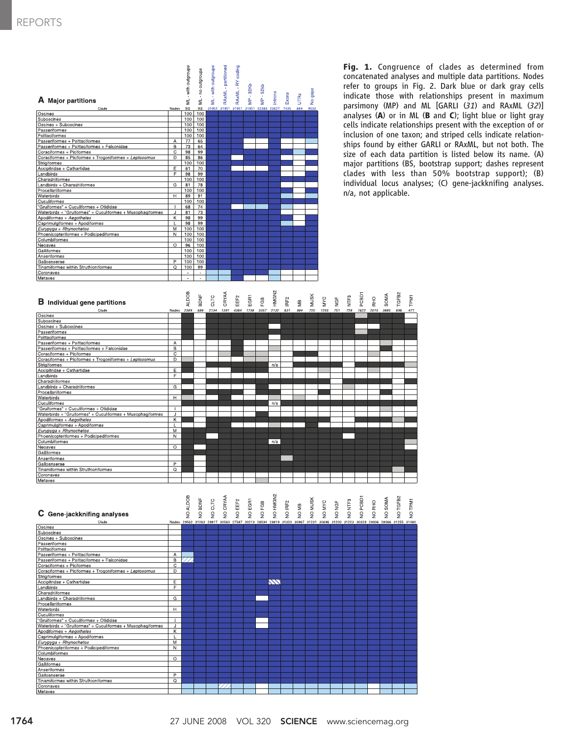**A Major partitions**

| Clade | Nodes | ML - with outgroups | ML - no outgroups | ML - with outgroups | RAxML - partitioned | RAxML - RY coding | MP - 32Kb | MP - 52kb | Introns | Exons | UTRs | No gaps |
|---|---|---|---|---|---|---|---|---|---|---|---|---|
| | | BS | BS | 31951 | 31951 | 31951 | 31951 | 52383 | 23627 | 7435 | 889 | 9533 |
| Oscines | | 100 | 100 | | | | | | | | | |
| Suboscines | | 100 | 100 | | | | | | | | | |
| Oscines + Suboscines | | 100 | 100 | | | | | | | | | |
| Passeriformes | | 100 | 100 | | | | | | | | | |
| Psittaciformes | | 100 | 100 | | | | | | | | | |
| Passeriformes + Psittaciformes | A | 77 | 65 | | | | | | | | | |
| Passeriformes + Psittaciformes + Falconidae | B | 73 | 64 | | | | | | | | | |
| Coraciiformes + Piciformes | C | 98 | 99 | | | | | | | | | |
| Coraciiformes + Piciformes + Trogoniformes + *Leptosomus* | D | 85 | 86 | | | | | | | | | |
| Strigiformes | | 100 | 100 | | | | | | | | | |
| Accipitridae + Cathartidae | E | 61 | 70 | | | | | | | | | |
| Landbirds | F | 98 | 99 | | | | | | | | | |
| Charadriiformes | | 100 | 100 | | | | | | | | | |
| Landbirds + Charadriiformes | G | 81 | 78 | | | | | | | | | |
| Procellariiformes | | 100 | 100 | | | | | | | | | |
| Waterbirds | H | 89 | 91 | | | | | | | | | |
| Cuculiformes | | 100 | 100 | | | | | | | | | |
| "Gruiformes" + Cuculiformes + Otididae | I | 68 | 74 | | | | | | | | | |
| Waterbirds + "Gruiformes" + Cuculiformes + Musophagiformes | J | 81 | 73 | | | | | | | | | |
| Apodiformes + *Aegotheles* | K | 98 | 99 | | | | | | | | | |
| Caprimulgiformes + Apodiformes | L | 98 | 99 | | | | | | | | | |
| *Eurypyga* + *Rhynochetos* | M | 100 | 100 | | | | | | | | | |
| Phoenicopteriformes + Podicipediformes | N | 100 | 100 | | | | | | | | | |
| Columbiformes | | 100 | 100 | | | | | | | | | |
| Neoaves | O | 96 | 100 | | | | | | | | | |
| Galliformes | | 100 | 100 | | | | | | | | | |
| Anseriformes | | 100 | 100 | | | | | | | | | |
| Galloanserae | P | 100 | 100 | | | | | | | | | |
| Tinamiformes within Struthioniformes | Q | 100 | 99 | | | | | | | | | |
| Coronaves | | - | - | | | | | | | | | |
| Metaves | | - | - | | | | | | | | | |

**B Individual gene partitions**

| Clade | Nodes | ALDOB | BDNF | CLTC | CRYAA | EEF2 | EGR1 | FGB | HMGN2 | IRF2 | MB | MUSK | MYC | NGF | NTF3 | PCBD1 | RHO | SOMA | TGFB2 | TPM1 |
|---|---|---|---|---|---|---|---|---|---|---|---|---|---|---|---|---|---|---|---|---|
| | | 2389 | 688 | 2134 | 1391 | 4364 | 1738 | 3357 | 2132 | 631 | 984 | 720 | 1255 | 751 | 728 | 1622 | 2015 | 3885 | 696 | 471 |
| Oscines | | | | | | | | | | | | | | | | | | | | |
| Suboscines | | | | | | | | | | | | | | | | | | | | |
| Oscines + Suboscines | | | | | | | | | | | | | | | | | | | | |
| Passeriformes | | | | | | | | | | | | | | | | | | | | |
| Psittaciformes | | | | | | | | | | | | | | | | | | | | |
| Passeriformes + Psittaciformes | A | | | | | | | | | | | | | | | | | | | |
| Passeriformes + Psittaciformes + Falconidae | B | | | | | | | | | | | | | | | | | | | |
| Coraciiformes + Piciformes | C | | | | | | | | | | | | | | | | | | | |
| Coraciiformes + Piciformes + Trogoniformes + *Leptosomus* | D | | | | | | | | | | | | | | | | | | | |
| Strigiformes | | | | | | | | | n/a | | | | | | | | | | | |
| Accipitridae + Cathartidae | E | | | | | | | | | | | | | | | | | | | |
| Landbirds | F | | | | | | | | | | | | | | | | | | | |
| Charadriiformes | | | | | | | | | | | | | | | | | | | | |
| Landbirds + Charadriiformes | G | | | | | | | | | | | | | | | | | | | |
| Procellariiformes | | | | | | | | | | | | | | | | | | | | |
| Waterbirds | H | | | | | | | | | | | | | | | | | | | |
| Cuculiformes | | | | | | | | | n/a | | | | | | | | | | | |
| "Gruiformes" + Cuculiformes + Otididae | I | | | | | | | | | | | | | | | | | | | |
| Waterbirds + "Gruiformes" + Cuculiformes + Musophagiformes | J | | | | | | | | | | | | | | | | | | | |
| Apodiformes + *Aegotheles* | K | | | | | | | | | | | | | | | | | | | |
| Caprimulgiformes + Apodiformes | L | | | | | | | | | | | | | | | | | | | |
| *Eurypyga* + *Rhynochetos* | M | | | | | | | | | | | | | | | | | | | |
| Phoenicopteriformes + Podicipediformes | N | | | | | | | | | | | | | | | | | | | |
| Columbiformes | | | | | | | | | n/a | | | | | | | | | | | |
| Neoaves | O | | | | | | | | | | | | | | | | | | | |
| Galliformes | | | | | | | | | | | | | | | | | | | | |
| Anseriformes | | | | | | | | | | | | | | | | | | | | |
| Galloanserae | P | | | | | | | | | | | | | | | | | | | |
| Tinamiformes within Struthioniformes | Q | | | | | | | | | | | | | | | | | | | |
| Coronaves | | | | | | | | | | | | | | | | | | | | |
| Metaves | | | | | | | | | | | | | | | | | | | | |

**C Gene-jackknifing analyses**

| Clade | Nodes | NO ALDOB | NO BDNF | NO CLTC | NO CRYAA | NO EEF2 | NO EGR1 | NO FGB | NO HMGN2 | NO IRF2 | NO MB | NO MUSK | NO MYC | NO NGF | NO NTF3 | NO PCBD1 | NO RHO | NO SOMA | NO TGFB2 | NO TPM1 |
|---|---|---|---|---|---|---|---|---|---|---|---|---|---|---|---|---|---|---|---|---|
| | | 29562 | 31263 | 29817 | 30560 | 27587 | 30213 | 28594 | 29819 | 31320 | 30967 | 31231 | 30696 | 31200 | 31223 | 30329 | 29936 | 28066 | 31255 | 31480 |
| Oscines | | | | | | | | | | | | | | | | | | | | |
| Suboscines | | | | | | | | | | | | | | | | | | | | |
| Oscines + Suboscines | | | | | | | | | | | | | | | | | | | | |
| Passeriformes | | | | | | | | | | | | | | | | | | | | |
| Psittaciformes | | | | | | | | | | | | | | | | | | | | |
| Passeriformes + Psittaciformes | A | | | | | | | | | | | | | | | | | | | |
| Passeriformes + Psittaciformes + Falconidae | B | | | | | | | | | | | | | | | | | | | |
| Coraciiformes + Piciformes | C | | | | | | | | | | | | | | | | | | | |
| Coraciiformes + Piciformes + Trogoniformes + *Leptosomus* | D | | | | | | | | | | | | | | | | | | | |
| Strigiformes | | | | | | | | | | | | | | | | | | | | |
| Accipitridae + Cathartidae | E | | | | | | | | | | | | | | | | | | | |
| Landbirds | F | | | | | | | | | | | | | | | | | | | |
| Charadriiformes | | | | | | | | | | | | | | | | | | | | |
| Landbirds + Charadriiformes | G | | | | | | | | | | | | | | | | | | | |
| Procellariiformes | | | | | | | | | | | | | | | | | | | | |
| Waterbirds | H | | | | | | | | | | | | | | | | | | | |
| Cuculiformes | | | | | | | | | | | | | | | | | | | | |
| "Gruiformes" + Cuculiformes + Otididae | I | | | | | | | | | | | | | | | | | | | |
| Waterbirds + "Gruiformes" + Cuculiformes + Musophagiformes | J | | | | | | | | | | | | | | | | | | | |
| Apodiformes + *Aegotheles* | K | | | | | | | | | | | | | | | | | | | |
| Caprimulgiformes + Apodiformes | L | | | | | | | | | | | | | | | | | | | |
| *Eurypyga* + *Rhynochetos* | M | | | | | | | | | | | | | | | | | | | |
| Phoenicopteriformes + Podicipediformes | N | | | | | | | | | | | | | | | | | | | |
| Columbiformes | | | | | | | | | | | | | | | | | | | | |
| Neoaves | O | | | | | | | | | | | | | | | | | | | |
| Galliformes | | | | | | | | | | | | | | | | | | | | |
| Anseriformes | | | | | | | | | | | | | | | | | | | | |
| Galloanserae | P | | | | | | | | | | | | | | | | | | | |
| Tinamiformes within Struthioniformes | Q | | | | | | | | | | | | | | | | | | | |
| Coronaves | | | | | | | | | | | | | | | | | | | | |
| Metaves | | | | | | | | | | | | | | | | | | | | |

**Fig. 1.** Congruence of clades as determined from concatenated analyses and multiple data partitions. Nodes refer to groups in Fig. 2. Dark blue or dark gray cells indicate those with relationships present in maximum parsimony (MP) and ML [GARLI (*31*) and RAxML (*32*)] analyses (**A**) or in ML (**B** and **C**); light blue or light gray cells indicate relationships present with the exception of or inclusion of one taxon; and striped cells indicate relationships found by either GARLI or RAxML, but not both. The size of each data partition is listed below its name. (A) major partitions (BS, bootstrap support; dashes represent clades with less than 50% bootstrap support); (B) individual locus analyses; (C) gene-jackknifing analyses. n/a, not applicable.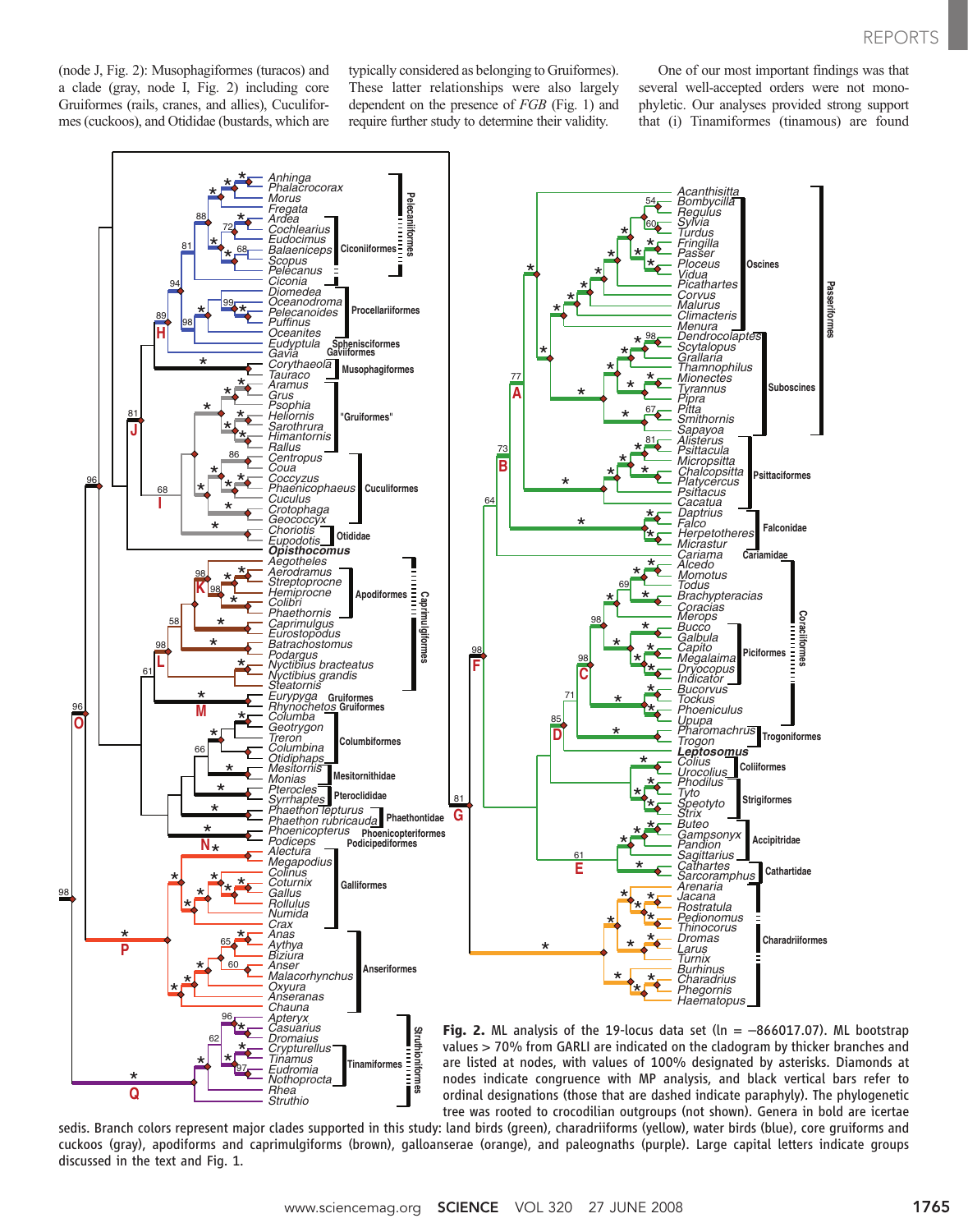(node J, Fig. 2): Musophagiformes (turacos) and a clade (gray, node I, Fig. 2) including core Gruiformes (rails, cranes, and allies), Cuculiformes (cuckoos), and Otididae (bustards, which are typically considered as belonging to Gruiformes). These latter relationships were also largely dependent on the presence of *FGB* (Fig. 1) and require further study to determine their validity.

One of our most important findings was that several well-accepted orders were not monophyletic. Our analyses provided strong support that (i) Tinamiformes (tinamous) are found

**Fig. 2.** ML analysis of the 19-locus data set (ln = −866017.07). ML bootstrap values > 70% from GARLI are indicated on the cladogram by thicker branches and are listed at nodes, with values of 100% designated by asterisks. Diamonds at nodes indicate congruence with MP analysis, and black vertical bars refer to ordinal designations (those that are dashed indicate paraphyly). The phylogenetic tree was rooted to crocodilian outgroups (not shown). Genera in bold are incertae sedis. Branch colors represent major clades supported in this study: land birds (green), charadriiforms (yellow), water birds (blue), core gruiforms and cuckoos (gray), apodiforms and caprimulgiforms (brown), galloanserae (orange), and paleognaths (purple). Large capital letters indicate groups discussed in the text and Fig. 1.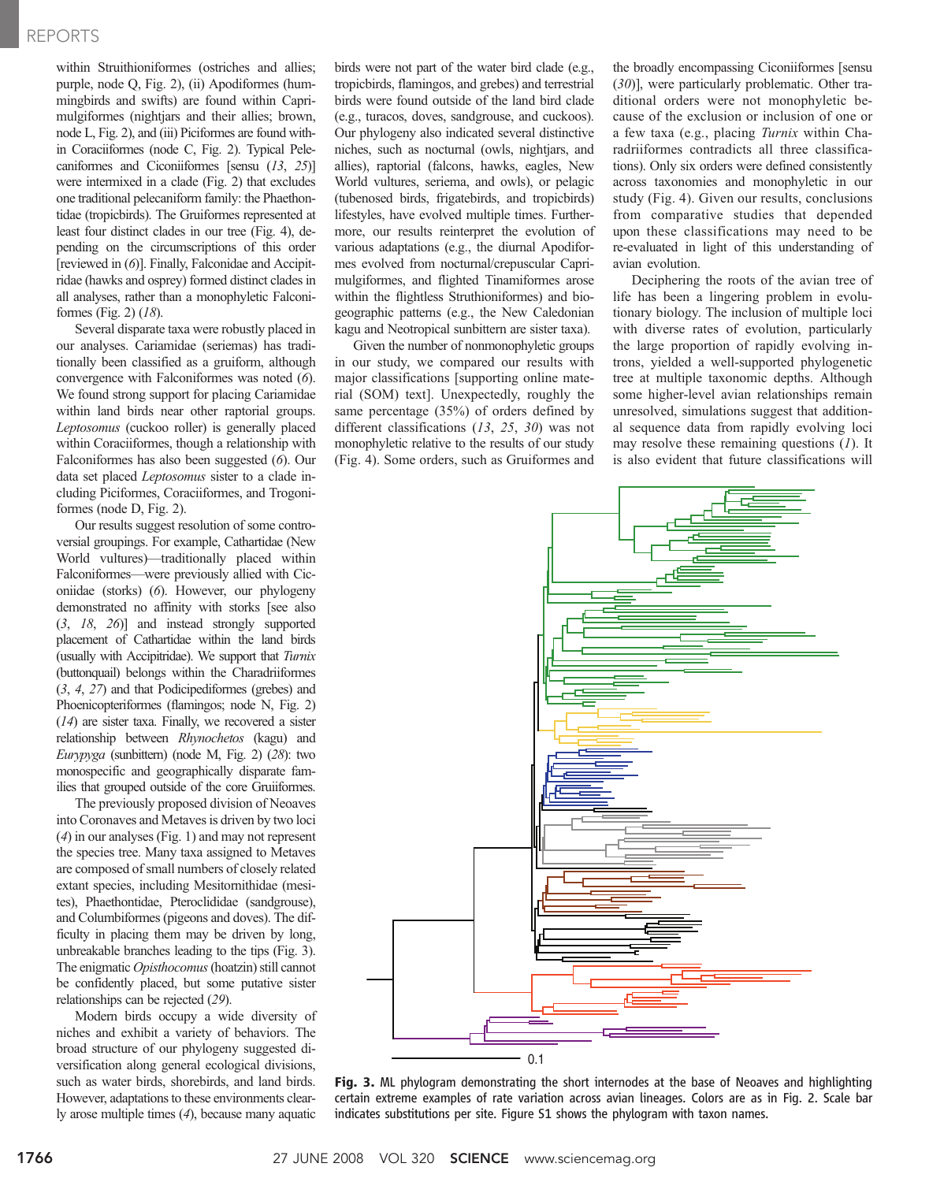within Struthioniformes (ostriches and allies; purple, node Q, Fig. 2), (ii) Apodiformes (hummingbirds and swifts) are found within Caprimulgiformes (nightjars and their allies; brown, node L, Fig. 2), and (iii) Piciformes are found within Coraciiformes (node C, Fig. 2). Typical Pelecaniformes and Ciconiiformes [sensu (13, 25)] were intermixed in a clade (Fig. 2) that excludes one traditional pelecaniform family: the Phaethontidae (tropicbirds). The Gruiformes represented at least four distinct clades in our tree (Fig. 4), depending on the circumscriptions of this order [reviewed in (6)]. Finally, Falconidae and Accipitridae (hawks and osprey) formed distinct clades in all analyses, rather than a monophyletic Falconiformes (Fig. 2) (18).

Several disparate taxa were robustly placed in our analyses. Cariamidae (seriemas) has traditionally been classified as a gruiform, although convergence with Falconiformes was noted (6). We found strong support for placing Cariamidae within land birds near other raptorial groups. *Leptosomus* (cuckoo roller) is generally placed within Coraciiformes, though a relationship with Falconiformes has also been suggested (6). Our data set placed *Leptosomus* sister to a clade including Piciformes, Coraciiformes, and Trogoniformes (node D, Fig. 2).

Our results suggest resolution of some controversial groupings. For example, Cathartidae (New World vultures)—traditionally placed within Falconiformes—were previously allied with Ciconiidae (storks) (6). However, our phylogeny demonstrated no affinity with storks [see also (3, 18, 26)] and instead strongly supported placement of Cathartidae within the land birds (usually with Accipitridae). We support that *Turnix* (buttonquail) belongs within the Charadriiformes (3, 4, 27) and that Podicipediformes (grebes) and Phoenicopteriformes (flamingos; node N, Fig. 2) (14) are sister taxa. Finally, we recovered a sister relationship between *Rhynochetos* (kagu) and *Eurypyga* (sunbittern) (node M, Fig. 2) (28): two monospecific and geographically disparate families that grouped outside of the core Gruiiformes.

The previously proposed division of Neoaves into Coronaves and Metaves is driven by two loci (4) in our analyses (Fig. 1) and may not represent the species tree. Many taxa assigned to Metaves are composed of small numbers of closely related extant species, including Mesitornithidae (mesites), Phaethontidae, Pteroclididae (sandgrouse), and Columbiformes (pigeons and doves). The difficulty in placing them may be driven by long, unbreakable branches leading to the tips (Fig. 3). The enigmatic *Opisthocomus* (hoatzin) still cannot be confidently placed, but some putative sister relationships can be rejected (29).

Modern birds occupy a wide diversity of niches and exhibit a variety of behaviors. The broad structure of our phylogeny suggested diversification along general ecological divisions, such as water birds, shorebirds, and land birds. However, adaptations to these environments clearly arose multiple times (4), because many aquatic birds were not part of the water bird clade (e.g., tropicbirds, flamingos, and grebes) and terrestrial birds were found outside of the land bird clade (e.g., turacos, doves, sandgrouse, and cuckoos). Our phylogeny also indicated several distinctive niches, such as nocturnal (owls, nightjars, and allies), raptorial (falcons, hawks, eagles, New World vultures, seriema, and owls), or pelagic (tubenosed birds, frigatebirds, and tropicbirds) lifestyles, have evolved multiple times. Furthermore, our results reinterpret the evolution of various adaptations (e.g., the diurnal Apodiformes evolved from nocturnal/crepuscular Caprimulgiformes, and flighted Tinamiformes arose within the flightless Struthioniformes) and biogeographic patterns (e.g., the New Caledonian kagu and Neotropical sunbittern are sister taxa).

Given the number of nonmonophyletic groups in our study, we compared our results with major classifications [supporting online material (SOM) text]. Unexpectedly, roughly the same percentage (35%) of orders defined by different classifications (13, 25, 30) was not monophyletic relative to the results of our study (Fig. 4). Some orders, such as Gruiformes and the broadly encompassing Ciconiiformes [sensu (30)], were particularly problematic. Other traditional orders were not monophyletic because of the exclusion or inclusion of one or a few taxa (e.g., placing *Turnix* within Charadriiformes contradicts all three classifications). Only six orders were defined consistently across taxonomies and monophyletic in our study (Fig. 4). Given our results, conclusions from comparative studies that depended upon these classifications may need to be re-evaluated in light of this understanding of avian evolution.

Deciphering the roots of the avian tree of life has been a lingering problem in evolutionary biology. The inclusion of multiple loci with diverse rates of evolution, particularly the large proportion of rapidly evolving introns, yielded a well-supported phylogenetic tree at multiple taxonomic depths. Although some higher-level avian relationships remain unresolved, simulations suggest that additional sequence data from rapidly evolving loci may resolve these remaining questions (1). It is also evident that future classifications will

**Fig. 3.** ML phylogram demonstrating the short internodes at the base of Neoaves and highlighting certain extreme examples of rate variation across avian lineages. Colors are as in Fig. 2. Scale bar indicates substitutions per site. Figure S1 shows the phylogram with taxon names.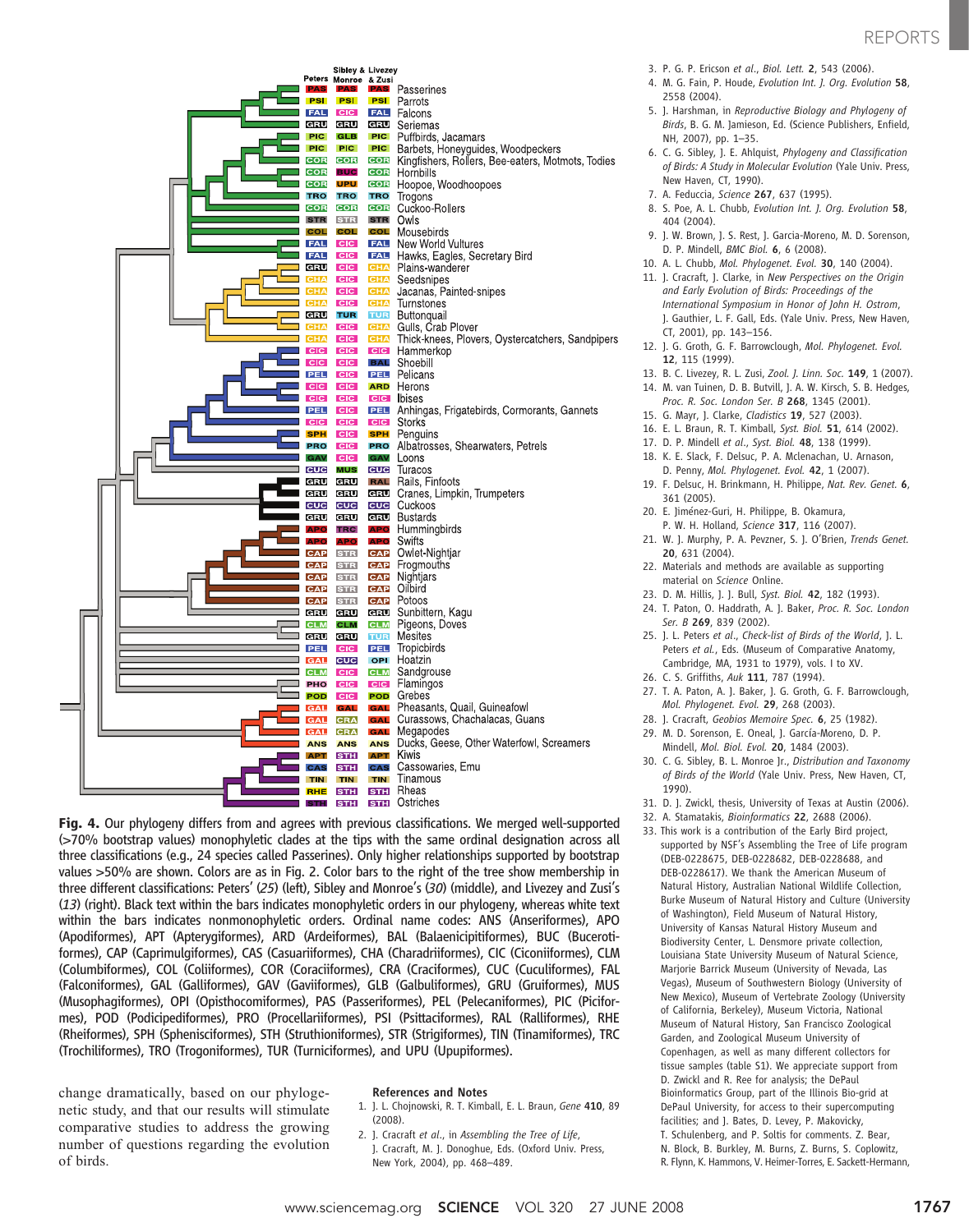**Fig. 4.** Our phylogeny differs from and agrees with previous classifications. We merged well-supported (>70% bootstrap values) monophyletic clades at the tips with the same ordinal designation across all three classifications (e.g., 24 species called Passerines). Only higher relationships supported by bootstrap values >50% are shown. Colors are as in Fig. 2. Color bars to the right of the tree show membership in three different classifications: Peters' (*25*) (left), Sibley and Monroe's (*30*) (middle), and Livezey and Zusi's (*13*) (right). Black text within the bars indicates monophyletic orders in our phylogeny, whereas white text within the bars indicates nonmonophyletic orders. Ordinal name codes: ANS (Anseriformes), APO (Apodiformes), APT (Apterygiformes), ARD (Ardeiformes), BAL (Balaenicipitiformes), BUC (Bucerotiformes), CAP (Caprimulgiformes), CAS (Casuariiformes), CHA (Charadriiformes), CIC (Ciconiiformes), CLM (Columbiformes), COL (Coliiformes), COR (Coraciiformes), CRA (Craciformes), CUC (Cuculiformes), FAL (Falconiformes), GAL (Galliformes), GAV (Gaviiformes), GLB (Galbuliformes), GRU (Gruiformes), MUS (Musophagiformes), OPI (Opisthocomiformes), PAS (Passeriformes), PEL (Pelecaniformes), PIC (Piciformes), POD (Podicipediformes), PRO (Procellariiformes), PSI (Psittaciformes), RAL (Ralliformes), RHE (Rheiformes), SPH (Sphenisciformes), STH (Struthioniformes), STR (Strigiformes), TIN (Tinamiformes), TRC (Trochiliformes), TRO (Trogoniformes), TUR (Turniciformes), and UPU (Upupiformes).

change dramatically, based on our phylogenetic study, and that our results will stimulate comparative studies to address the growing number of questions regarding the evolution of birds.

### References and Notes

1. J. L. Chojnowski, R. T. Kimball, E. L. Braun, *Gene* **410**, 89 (2008).
2. J. Cracraft *et al.*, in *Assembling the Tree of Life*, J. Cracraft, M. J. Donoghue, Eds. (Oxford Univ. Press, New York, 2004), pp. 468–489.
3. P. G. P. Ericson *et al.*, *Biol. Lett.* **2**, 543 (2006).
4. M. G. Fain, P. Houde, *Evolution Int. J. Org. Evolution* **58**, 2558 (2004).
5. J. Harshman, in *Reproductive Biology and Phylogeny of Birds*, B. G. M. Jamieson, Ed. (Science Publishers, Enfield, NH, 2007), pp. 1–35.
6. C. G. Sibley, J. E. Ahlquist, *Phylogeny and Classification of Birds: A Study in Molecular Evolution* (Yale Univ. Press, New Haven, CT, 1990).
7. A. Feduccia, *Science* **267**, 637 (1995).
8. S. Poe, A. L. Chubb, *Evolution Int. J. Org. Evolution* **58**, 404 (2004).
9. J. W. Brown, J. S. Rest, J. Garcia-Moreno, M. D. Sorenson, D. P. Mindell, *BMC Biol.* **6**, 6 (2008).
10. A. L. Chubb, *Mol. Phylogenet. Evol.* **30**, 140 (2004).
11. J. Cracraft, J. Clarke, in *New Perspectives on the Origin and Early Evolution of Birds: Proceedings of the International Symposium in Honor of John H. Ostrom*, J. Gauthier, L. F. Gall, Eds. (Yale Univ. Press, New Haven, CT, 2001), pp. 143–156.
12. J. G. Groth, G. F. Barrowclough, *Mol. Phylogenet. Evol.* **12**, 115 (1999).
13. B. C. Livezey, R. L. Zusi, *Zool. J. Linn. Soc.* **149**, 1 (2007).
14. M. van Tuinen, D. B. Butvill, J. A. W. Kirsch, S. B. Hedges, *Proc. R. Soc. London Ser. B* **268**, 1345 (2001).
15. G. Mayr, J. Clarke, *Cladistics* **19**, 527 (2003).
16. E. L. Braun, R. T. Kimball, *Syst. Biol.* **51**, 614 (2002).
17. D. P. Mindell *et al.*, *Syst. Biol.* **48**, 138 (1999).
18. K. E. Slack, F. Delsuc, P. A. Mclenachan, U. Arnason, D. Penny, *Mol. Phylogenet. Evol.* **42**, 1 (2007).
19. F. Delsuc, H. Brinkmann, H. Philippe, *Nat. Rev. Genet.* **6**, 361 (2005).
20. E. Jiménez-Guri, H. Philippe, B. Okamura, P. W. H. Holland, *Science* **317**, 116 (2007).
21. W. J. Murphy, P. A. Pevzner, S. J. O'Brien, *Trends Genet.* **20**, 631 (2004).
22. Materials and methods are available as supporting material on *Science* Online.
23. D. M. Hillis, J. J. Bull, *Syst. Biol.* **42**, 182 (1993).
24. T. Paton, O. Haddrath, A. J. Baker, *Proc. R. Soc. London Ser. B* **269**, 839 (2002).
25. J. L. Peters *et al.*, *Check-list of Birds of the World*, J. L. Peters *et al.*, Eds. (Museum of Comparative Anatomy, Cambridge, MA, 1931 to 1979), vols. I to XV.
26. C. S. Griffiths, *Auk* **111**, 787 (1994).
27. T. A. Paton, A. J. Baker, J. G. Groth, G. F. Barrowclough, *Mol. Phylogenet. Evol.* **29**, 268 (2003).
28. J. Cracraft, *Geobios Memoire Spec.* **6**, 25 (1982).
29. M. D. Sorenson, E. Oneal, J. García-Moreno, D. P. Mindell, *Mol. Biol. Evol.* **20**, 1484 (2003).
30. C. G. Sibley, B. L. Monroe Jr., *Distribution and Taxonomy of Birds of the World* (Yale Univ. Press, New Haven, CT, 1990).
31. D. J. Zwickl, thesis, University of Texas at Austin (2006).
32. A. Stamatakis, *Bioinformatics* **22**, 2688 (2006).
33. This work is a contribution of the Early Bird project, supported by NSF's Assembling the Tree of Life program (DEB-0228675, DEB-0228682, DEB-0228688, and DEB-0228617). We thank the American Museum of Natural History, Australian National Wildlife Collection, Burke Museum of Natural History and Culture (University of Washington), Field Museum of Natural History, University of Kansas Natural History Museum and Biodiversity Center, L. Densmore private collection, Louisiana State University Museum of Natural Science, Marjorie Barrick Museum (University of Nevada, Las Vegas), Museum of Southwestern Biology (University of New Mexico), Museum of Vertebrate Zoology (University of California, Berkeley), Museum Victoria, National Museum of Natural History, San Francisco Zoological Garden, and Zoological Museum University of Copenhagen, as well as many different collectors for tissue samples (table S1). We appreciate support from D. Zwickl and R. Ree for analysis; the DePaul Bioinformatics Group, part of the Illinois Bio-grid at DePaul University, for access to their supercomputing facilities; and J. Bates, D. Levey, P. Makovicky, T. Schulenberg, and P. Soltis for comments. T. Bear, N. Block, B. Burkley, M. Burns, Z. Burns, S. Coplowitz, R. Flynn, K. Hammons, V. Heimer-Torres, E. Sackett-Hermann,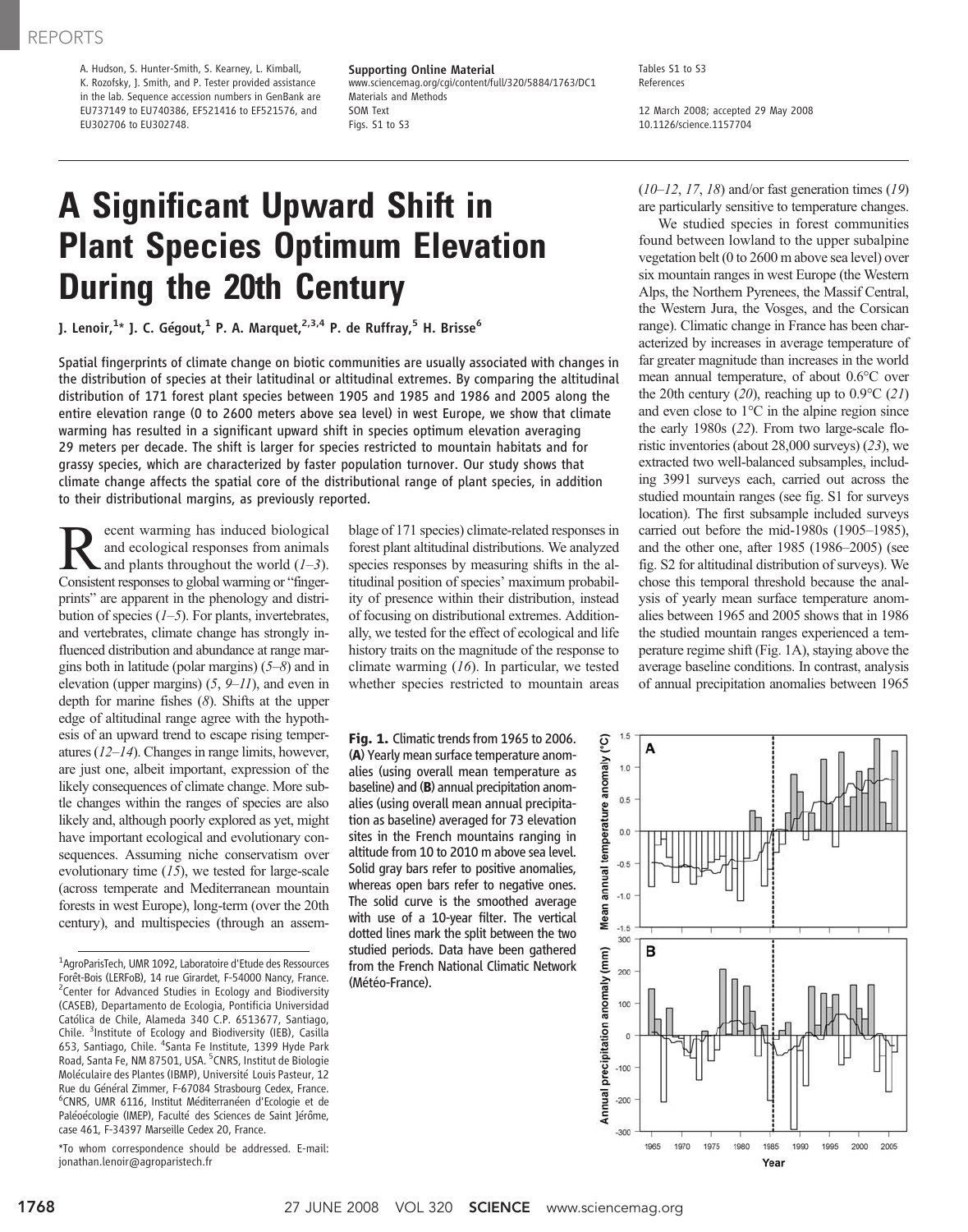A. Hudson, S. Hunter-Smith, S. Kearney, L. Kimball, K. Rozofsky, J. Smith, and P. Tester provided assistance in the lab. Sequence accession numbers in GenBank are EU737149 to EU740386, EF521416 to EF521576, and EU302706 to EU302748.

**Supporting Online Material**
www.sciencemag.org/cgi/content/full/320/5884/1763/DC1
Materials and Methods
SOM Text
Figs. S1 to S3
Tables S1 to S3
References

12 March 2008; accepted 29 May 2008
10.1126/science.1157704

# A Significant Upward Shift in Plant Species Optimum Elevation During the 20th Century

**J. Lenoir,[1]* J. C. Gégout,[1] P. A. Marquet,[2,3,4] P. de Ruffray,[5] H. Brisse[6]**

Spatial fingerprints of climate change on biotic communities are usually associated with changes in the distribution of species at their latitudinal or altitudinal extremes. By comparing the altitudinal distribution of 171 forest plant species between 1905 and 1985 and 1986 and 2005 along the entire elevation range (0 to 2600 meters above sea level) in west Europe, we show that climate warming has resulted in a significant upward shift in species optimum elevation averaging 29 meters per decade. The shift is larger for species restricted to mountain habitats and for grassy species, which are characterized by faster population turnover. Our study shows that climate change affects the spatial core of the distributional range of plant species, in addition to their distributional margins, as previously reported.

Recent warming has induced biological and ecological responses from animals and plants throughout the world (*1*–*3*). Consistent responses to global warming or "fingerprints" are apparent in the phenology and distribution of species (*1*–*5*). For plants, invertebrates, and vertebrates, climate change has strongly influenced distribution and abundance at range margins both in latitude (polar margins) (*5*–*8*) and in elevation (upper margins) (*5*, *9*–*11*), and even in depth for marine fishes (*8*). Shifts at the upper edge of altitudinal range agree with the hypothesis of an upward trend to escape rising temperatures (*12*–*14*). Changes in range limits, however, are just one, albeit important, expression of the likely consequences of climate change. More subtle changes within the ranges of species are also likely and, although poorly explored as yet, might have important ecological and evolutionary consequences. Assuming niche conservatism over evolutionary time (*15*), we tested for large-scale (across temperate and Mediterranean mountain forests in west Europe), long-term (over the 20th century), and multispecies (through an assemblage of 171 species) climate-related responses in forest plant altitudinal distributions. We analyzed species responses by measuring shifts in the altitudinal position of species' maximum probability of presence within their distribution, instead of focusing on distributional extremes. Additionally, we tested for the effect of ecological and life history traits on the magnitude of the response to climate warming (*16*). In particular, we tested whether species restricted to mountain areas (*10*–*12*, *17*, *18*) and/or fast generation times (*19*) are particularly sensitive to temperature changes.

We studied species in forest communities found between lowland to the upper subalpine vegetation belt (0 to 2600 m above sea level) over six mountain ranges in west Europe (the Western Alps, the Northern Pyrenees, the Massif Central, the Western Jura, the Vosges, and the Corsican range). Climatic change in France has been characterized by increases in average temperature of far greater magnitude than increases in the world mean annual temperature, of about 0.6°C over the 20th century (*20*), reaching up to 0.9°C (*21*) and even close to 1°C in the alpine region since the early 1980s (*22*). From two large-scale floristic inventories (about 28,000 surveys) (*23*), we extracted two well-balanced subsamples, including 3991 surveys each, carried out across the studied mountain ranges (see fig. S1 for surveys location). The first subsample included surveys carried out before the mid-1980s (1905–1985), and the other one, after 1985 (1986–2005) (see fig. S2 for altitudinal distribution of surveys). We chose this temporal threshold because the analysis of yearly mean surface temperature anomalies between 1965 and 2005 shows that in 1986 the studied mountain ranges experienced a temperature regime shift (Fig. 1A), staying above the average baseline conditions. In contrast, analysis of annual precipitation anomalies between 1965

A

Mean annual temperature anomaly (°C)

1.5
1.0
0.5
0.0
-0.5
-1.0
-1.5

B

Annual precipitation anomaly (mm)

300
200
100
0
-100
-200
-300

1965 1970 1975 1980 1985 1990 1995 2000 2005

Year

**Fig. 1.** Climatic trends from 1965 to 2006. (**A**) Yearly mean surface temperature anomalies (using overall mean temperature as baseline) and (**B**) annual precipitation anomalies (using overall mean annual precipitation as baseline) averaged for 73 elevation sites in the French mountains ranging in altitude from 10 to 2010 m above sea level. Solid gray bars refer to positive anomalies, whereas open bars refer to negative ones. The solid curve is the smoothed average with use of a 10-year filter. The vertical dotted lines mark the split between the two studied periods. Data have been gathered from the French National Climatic Network (Météo-France).

[1]AgroParisTech, UMR 1092, Laboratoire d'Etude des Ressources Forêt-Bois (LERFoB), 14 rue Girardet, F-54000 Nancy, France. [2]Center for Advanced Studies in Ecology and Biodiversity (CASEB), Departamento de Ecologia, Pontificia Universidad Católica de Chile, Alameda 340 C.P. 6513677, Santiago, Chile. [3]Institute of Ecology and Biodiversity (IEB), Casilla 653, Santiago, Chile. [4]Santa Fe Institute, 1399 Hyde Park Road, Santa Fe, NM 87501, USA. [5]CNRS, Institut de Biologie Moléculaire des Plantes (IBMP), Université Louis Pasteur, 12 Rue du Général Zimmer, F-67084 Strasbourg Cedex, France. [6]CNRS, UMR 6116, Institut Méditerranéen d'Ecologie et de Paléoécologie (IMEP), Faculté des Sciences de Saint Jérôme, case 461, F-34397 Marseille Cedex 20, France.

*To whom correspondence should be addressed. E-mail: jonathan.lenoir@agroparistech.fr